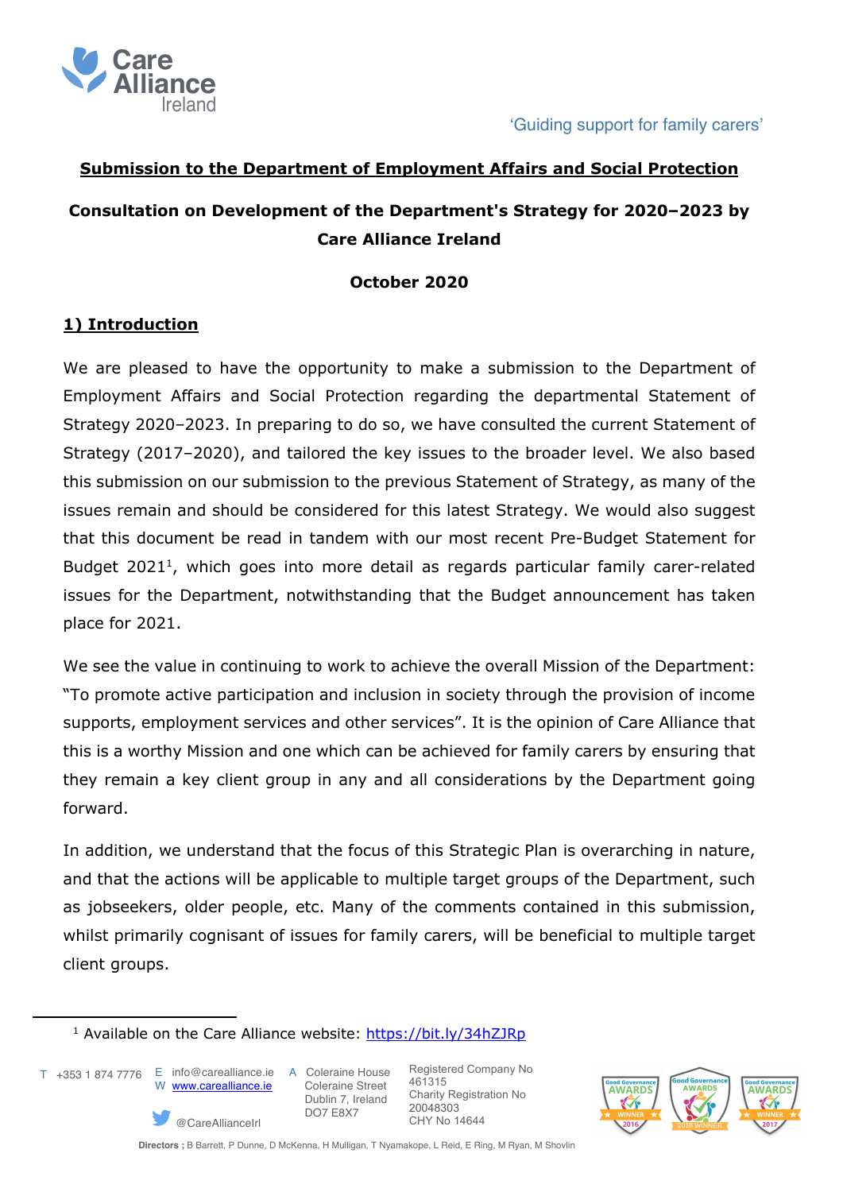Care Alliance Ireland

'Guiding support for family carers'

**Submission to the Department of Employment Affairs and Social Protection**

**Consultation on Development of the Department's Strategy for 2020–2023 by Care Alliance Ireland**

**October 2020**

## 1) Introduction

We are pleased to have the opportunity to make a submission to the Department of Employment Affairs and Social Protection regarding the departmental Statement of Strategy 2020–2023. In preparing to do so, we have consulted the current Statement of Strategy (2017–2020), and tailored the key issues to the broader level. We also based this submission on our submission to the previous Statement of Strategy, as many of the issues remain and should be considered for this latest Strategy. We would also suggest that this document be read in tandem with our most recent Pre-Budget Statement for Budget 2021[1], which goes into more detail as regards particular family carer-related issues for the Department, notwithstanding that the Budget announcement has taken place for 2021.

We see the value in continuing to work to achieve the overall Mission of the Department: "To promote active participation and inclusion in society through the provision of income supports, employment services and other services". It is the opinion of Care Alliance that this is a worthy Mission and one which can be achieved for family carers by ensuring that they remain a key client group in any and all considerations by the Department going forward.

In addition, we understand that the focus of this Strategic Plan is overarching in nature, and that the actions will be applicable to multiple target groups of the Department, such as jobseekers, older people, etc. Many of the comments contained in this submission, whilst primarily cognisant of issues for family carers, will be beneficial to multiple target client groups.

[1] Available on the Care Alliance website: https://bit.ly/34hZJRp

T +353 1 874 7776 E info@carealliance.ie W www.carealliance.ie @CareAllianceIrl A Coleraine House Coleraine Street Dublin 7, Ireland DO7 E8X7 Registered Company No 461315 Charity Registration No 20048303 CHY No 14644

Directors ; B Barrett, P Dunne, D McKenna, H Mulligan, T Nyamakope, L Reid, E Ring, M Ryan, M Shovlin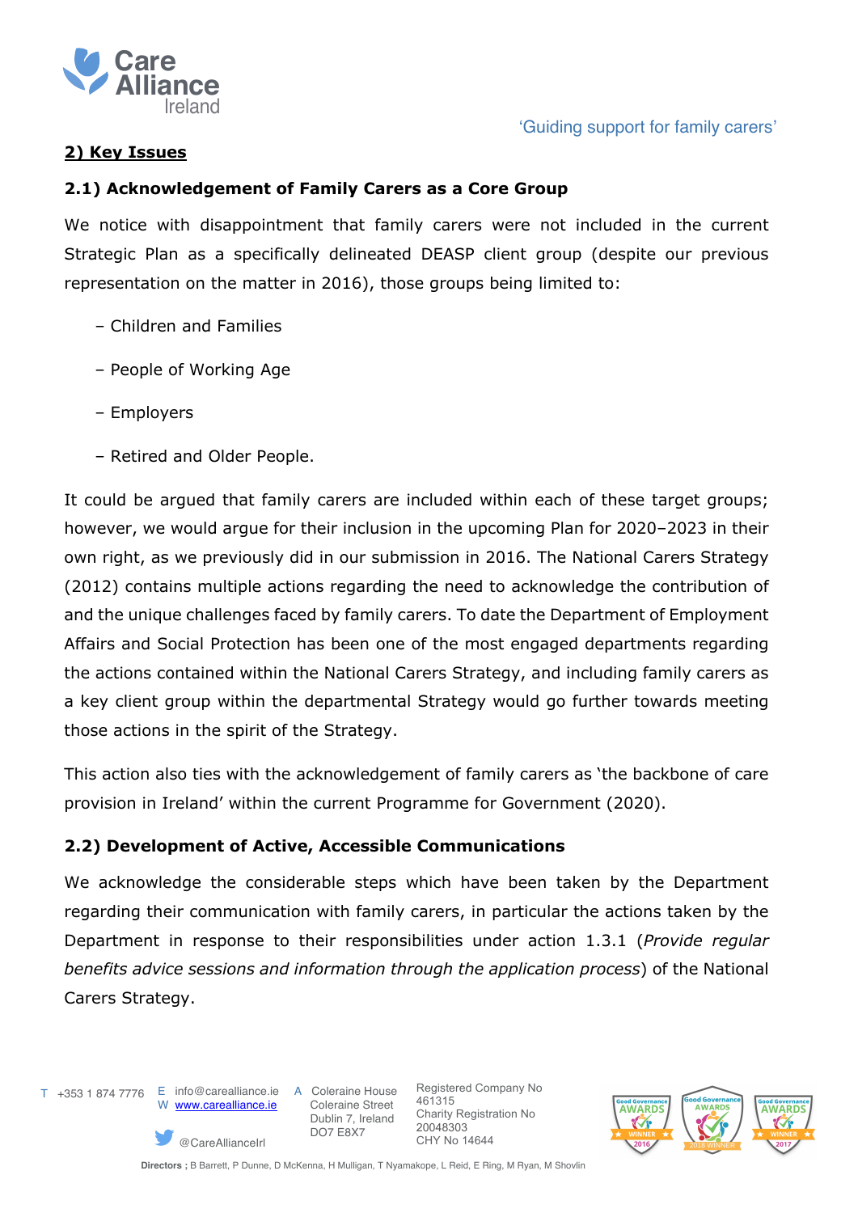## 2) Key Issues

### 2.1) Acknowledgement of Family Carers as a Core Group

We notice with disappointment that family carers were not included in the current Strategic Plan as a specifically delineated DEASP client group (despite our previous representation on the matter in 2016), those groups being limited to:

- Children and Families
- People of Working Age
- Employers
- Retired and Older People.

It could be argued that family carers are included within each of these target groups; however, we would argue for their inclusion in the upcoming Plan for 2020–2023 in their own right, as we previously did in our submission in 2016. The National Carers Strategy (2012) contains multiple actions regarding the need to acknowledge the contribution of and the unique challenges faced by family carers. To date the Department of Employment Affairs and Social Protection has been one of the most engaged departments regarding the actions contained within the National Carers Strategy, and including family carers as a key client group within the departmental Strategy would go further towards meeting those actions in the spirit of the Strategy.

This action also ties with the acknowledgement of family carers as 'the backbone of care provision in Ireland' within the current Programme for Government (2020).

### 2.2) Development of Active, Accessible Communications

We acknowledge the considerable steps which have been taken by the Department regarding their communication with family carers, in particular the actions taken by the Department in response to their responsibilities under action 1.3.1 (*Provide regular benefits advice sessions and information through the application process*) of the National Carers Strategy.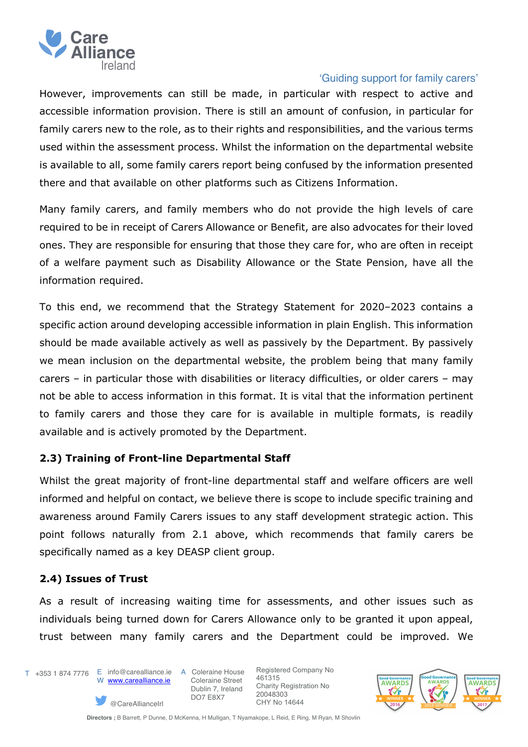However, improvements can still be made, in particular with respect to active and accessible information provision. There is still an amount of confusion, in particular for family carers new to the role, as to their rights and responsibilities, and the various terms used within the assessment process. Whilst the information on the departmental website is available to all, some family carers report being confused by the information presented there and that available on other platforms such as Citizens Information.

Many family carers, and family members who do not provide the high levels of care required to be in receipt of Carers Allowance or Benefit, are also advocates for their loved ones. They are responsible for ensuring that those they care for, who are often in receipt of a welfare payment such as Disability Allowance or the State Pension, have all the information required.

To this end, we recommend that the Strategy Statement for 2020–2023 contains a specific action around developing accessible information in plain English. This information should be made available actively as well as passively by the Department. By passively we mean inclusion on the departmental website, the problem being that many family carers – in particular those with disabilities or literacy difficulties, or older carers – may not be able to access information in this format. It is vital that the information pertinent to family carers and those they care for is available in multiple formats, is readily available and is actively promoted by the Department.

### 2.3) Training of Front-line Departmental Staff

Whilst the great majority of front-line departmental staff and welfare officers are well informed and helpful on contact, we believe there is scope to include specific training and awareness around Family Carers issues to any staff development strategic action. This point follows naturally from 2.1 above, which recommends that family carers be specifically named as a key DEASP client group.

### 2.4) Issues of Trust

As a result of increasing waiting time for assessments, and other issues such as individuals being turned down for Carers Allowance only to be granted it upon appeal, trust between many family carers and the Department could be improved. We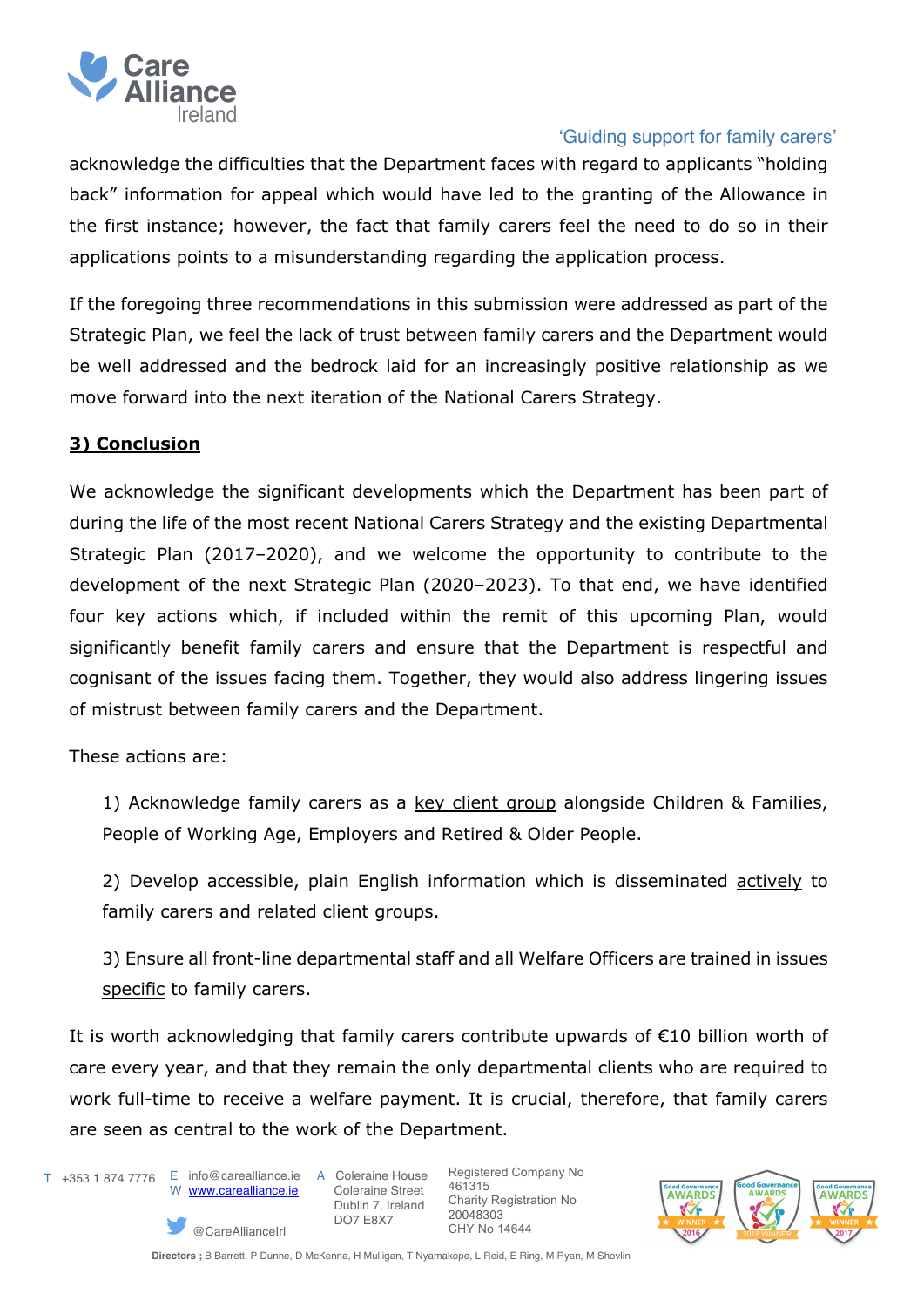acknowledge the difficulties that the Department faces with regard to applicants "holding back" information for appeal which would have led to the granting of the Allowance in the first instance; however, the fact that family carers feel the need to do so in their applications points to a misunderstanding regarding the application process.

If the foregoing three recommendations in this submission were addressed as part of the Strategic Plan, we feel the lack of trust between family carers and the Department would be well addressed and the bedrock laid for an increasingly positive relationship as we move forward into the next iteration of the National Carers Strategy.

## 3) Conclusion

We acknowledge the significant developments which the Department has been part of during the life of the most recent National Carers Strategy and the existing Departmental Strategic Plan (2017–2020), and we welcome the opportunity to contribute to the development of the next Strategic Plan (2020–2023). To that end, we have identified four key actions which, if included within the remit of this upcoming Plan, would significantly benefit family carers and ensure that the Department is respectful and cognisant of the issues facing them. Together, they would also address lingering issues of mistrust between family carers and the Department.

These actions are:

1) Acknowledge family carers as a <u>key client group</u> alongside Children & Families, People of Working Age, Employers and Retired & Older People.

2) Develop accessible, plain English information which is disseminated <u>actively</u> to family carers and related client groups.

3) Ensure all front-line departmental staff and all Welfare Officers are trained in issues <u>specific</u> to family carers.

It is worth acknowledging that family carers contribute upwards of €10 billion worth of care every year, and that they remain the only departmental clients who are required to work full-time to receive a welfare payment. It is crucial, therefore, that family carers are seen as central to the work of the Department.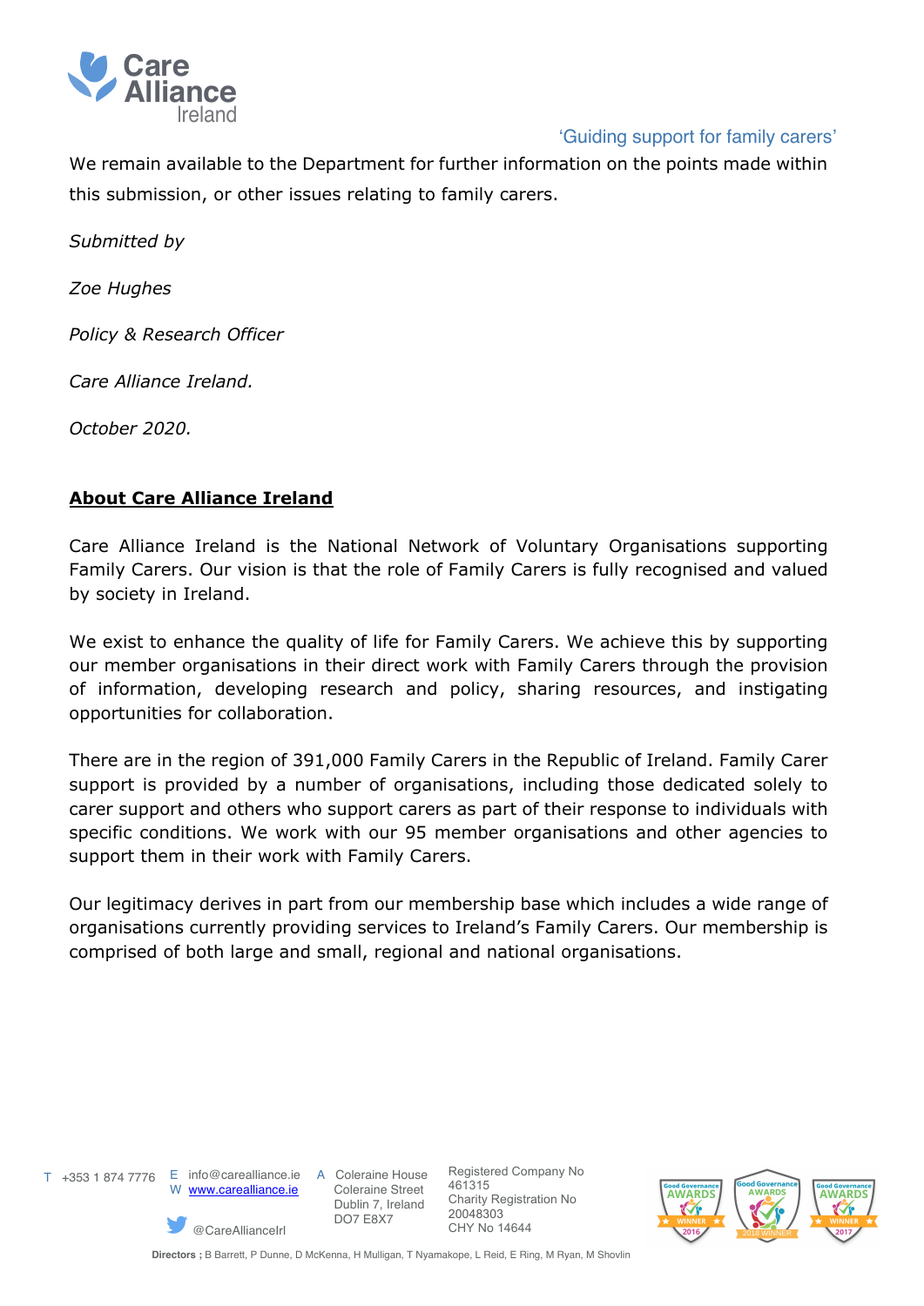We remain available to the Department for further information on the points made within this submission, or other issues relating to family carers.

*Submitted by*

*Zoe Hughes*

*Policy & Research Officer*

*Care Alliance Ireland.*

*October 2020.*

## <u>**About Care Alliance Ireland**</u>

Care Alliance Ireland is the National Network of Voluntary Organisations supporting Family Carers. Our vision is that the role of Family Carers is fully recognised and valued by society in Ireland.

We exist to enhance the quality of life for Family Carers. We achieve this by supporting our member organisations in their direct work with Family Carers through the provision of information, developing research and policy, sharing resources, and instigating opportunities for collaboration.

There are in the region of 391,000 Family Carers in the Republic of Ireland. Family Carer support is provided by a number of organisations, including those dedicated solely to carer support and others who support carers as part of their response to individuals with specific conditions. We work with our 95 member organisations and other agencies to support them in their work with Family Carers.

Our legitimacy derives in part from our membership base which includes a wide range of organisations currently providing services to Ireland's Family Carers. Our membership is comprised of both large and small, regional and national organisations.